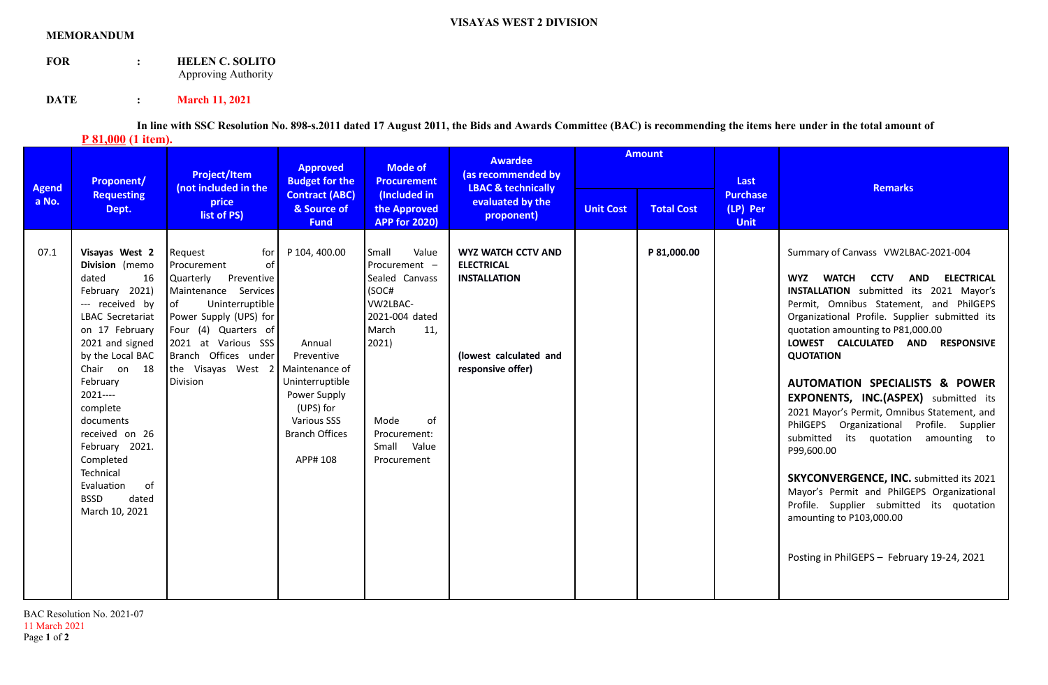VISAYAS WEST 2 DIVISION

**MEMORANDUM**

**FOR** : **HELEN C. SOLITO**
Approving Authority

**DATE** : **March 11, 2021**

**In line with SSC Resolution No. 898-s.2011 dated 17 August 2011, the Bids and Awards Committee (BAC) is recommending the items here under in the total amount of P 81,000 (1 item).**

| Agenda No. | Proponent/ Requesting Dept. | Project/Item (not included in the price list of PS) | Approved Budget for the Contract (ABC) & Source of Fund | Mode of Procurement (Included in the Approved APP for 2020) | Awardee (as recommended by LBAC & technically evaluated by the proponent) | Amount | | Last Purchase (LP) Per Unit | Remarks |
|---|---|---|---|---|---|---|---|---|---|
| | | | | | | Unit Cost | Total Cost | | |
| 07.1 | **Visayas West 2 Division** (memo dated 16 February 2021) --- received by LBAC Secretariat on 17 February 2021 and signed by the Local BAC Chair on 18 February 2021---- complete documents received on 26 February 2021. Completed Technical Evaluation of BSSD dated March 10, 2021 | Request for Procurement of Quarterly Preventive Maintenance Services of Uninterruptible Power Supply (UPS) for Four (4) Quarters of 2021 at Various SSS Branch Offices under the Visayas West 2 Division | P 104, 400.00<br><br>Annual Preventive Maintenance of Uninterruptible Power Supply (UPS) for Various SSS Branch Offices<br><br>APP# 108 | Small Value Procurement – Sealed Canvass (SOC# VW2LBAC-2021-004 dated March 11, 2021)<br><br>Mode of Procurement: Small Value Procurement | **WYZ WATCH CCTV AND ELECTRICAL INSTALLATION**<br><br>**(lowest calculated and responsive offer)** | | **P 81,000.00** | | Summary of Canvass VW2LBAC-2021-004<br><br>**WYZ WATCH CCTV AND ELECTRICAL INSTALLATION** submitted its 2021 Mayor's Permit, Omnibus Statement, and PhilGEPS Organizational Profile. Supplier submitted its quotation amounting to P81,000.00 **LOWEST CALCULATED AND RESPONSIVE QUOTATION**<br><br>**AUTOMATION SPECIALISTS & POWER EXPONENTS, INC.(ASPEX)** submitted its 2021 Mayor's Permit, Omnibus Statement, and PhilGEPS Organizational Profile. Supplier submitted its quotation amounting to P99,600.00<br><br>**SKYCONVERGENCE, INC.** submitted its 2021 Mayor's Permit and PhilGEPS Organizational Profile. Supplier submitted its quotation amounting to P103,000.00<br><br>Posting in PhilGEPS – February 19-24, 2021 |

BAC Resolution No. 2021-07
11 March 2021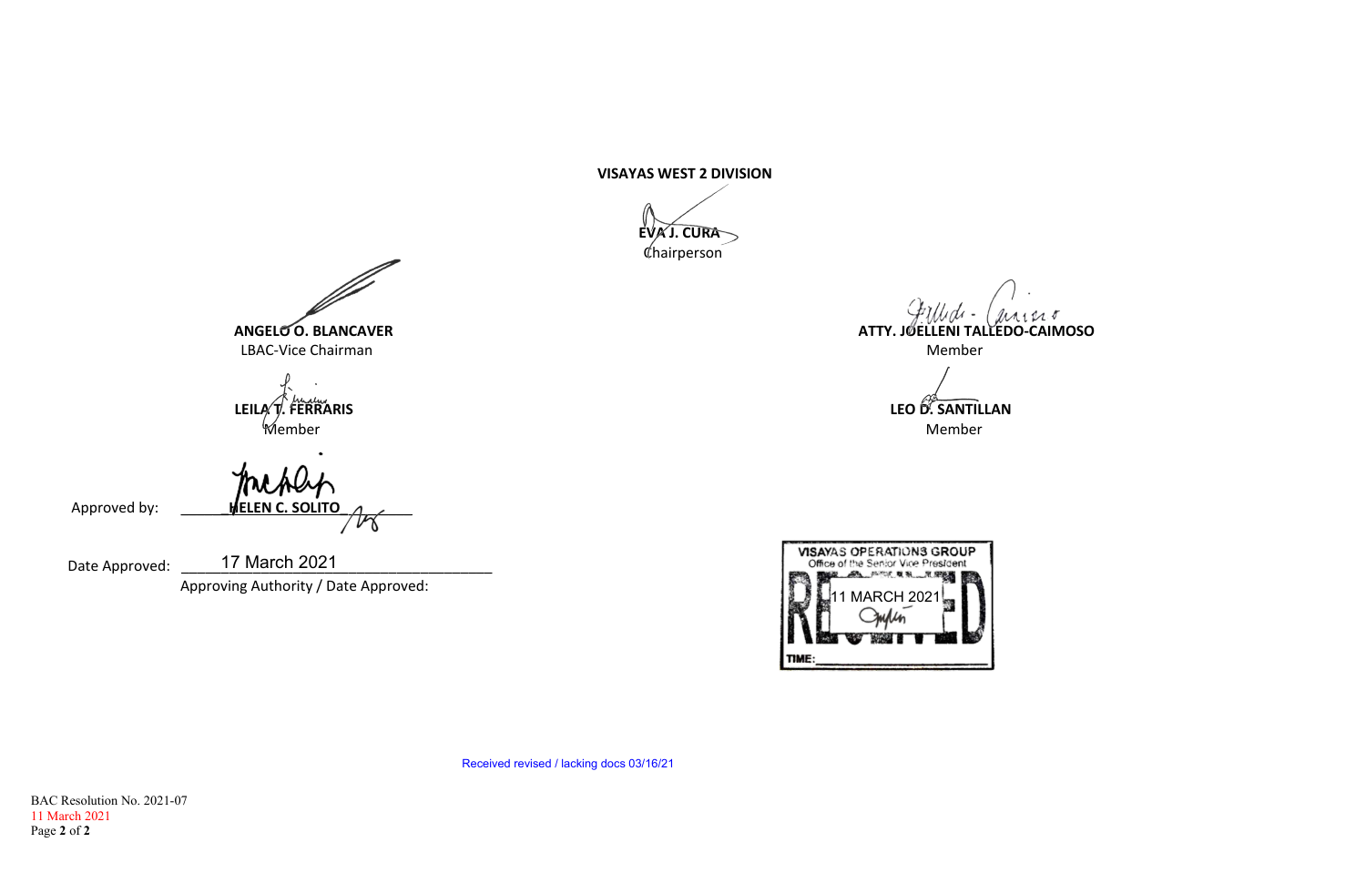**VISAYAS WEST 2 DIVISION**

**EVA J. CURA**
Chairperson

**ANGELO O. BLANCAVER**
LBAC-Vice Chairman

**ATTY. JOELLENI TALLEDO-CAIMOSO**
Member

**LEILA T. FERRARIS**
Member

**LEO D. SANTILLAN**
Member

Approved by: **HELEN C. SOLITO**

Date Approved: 17 March 2021
Approving Authority / Date Approved:

VISAYAS OPERATIONS GROUP
Office of the Senior Vice President
RECEIVED
11 MARCH 2021
TIME:

Received revised / lacking docs 03/16/21

BAC Resolution No. 2021-07
11 March 2021